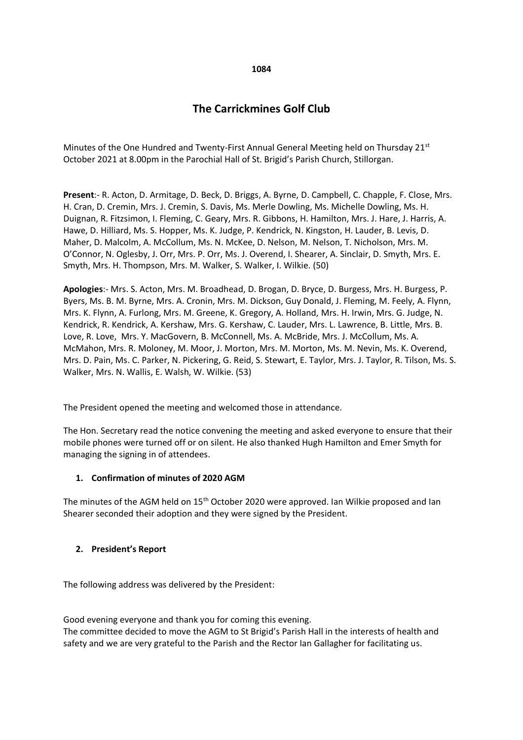# The Carrickmines Golf Club

Minutes of the One Hundred and Twenty-First Annual General Meeting held on Thursday 21st October 2021 at 8.00pm in the Parochial Hall of St. Brigid's Parish Church, Stillorgan.

**Present**:- R. Acton, D. Armitage, D. Beck, D. Briggs, A. Byrne, D. Campbell, C. Chapple, F. Close, Mrs. H. Cran, D. Cremin, Mrs. J. Cremin, S. Davis, Ms. Merle Dowling, Ms. Michelle Dowling, Ms. H. Duignan, R. Fitzsimon, I. Fleming, C. Geary, Mrs. R. Gibbons, H. Hamilton, Mrs. J. Hare, J. Harris, A. Hawe, D. Hilliard, Ms. S. Hopper, Ms. K. Judge, P. Kendrick, N. Kingston, H. Lauder, B. Levis, D. Maher, D. Malcolm, A. McCollum, Ms. N. McKee, D. Nelson, M. Nelson, T. Nicholson, Mrs. M. O'Connor, N. Oglesby, J. Orr, Mrs. P. Orr, Ms. J. Overend, I. Shearer, A. Sinclair, D. Smyth, Mrs. E. Smyth, Mrs. H. Thompson, Mrs. M. Walker, S. Walker, I. Wilkie. (50)

**Apologies**:- Mrs. S. Acton, Mrs. M. Broadhead, D. Brogan, D. Bryce, D. Burgess, Mrs. H. Burgess, P. Byers, Ms. B. M. Byrne, Mrs. A. Cronin, Mrs. M. Dickson, Guy Donald, J. Fleming, M. Feely, A. Flynn, Mrs. K. Flynn, A. Furlong, Mrs. M. Greene, K. Gregory, A. Holland, Mrs. H. Irwin, Mrs. G. Judge, N. Kendrick, R. Kendrick, A. Kershaw, Mrs. G. Kershaw, C. Lauder, Mrs. L. Lawrence, B. Little, Mrs. B. Love, R. Love, Mrs. Y. MacGovern, B. McConnell, Ms. A. McBride, Mrs. J. McCollum, Ms. A. McMahon, Mrs. R. Moloney, M. Moor, J. Morton, Mrs. M. Morton, Ms. M. Nevin, Ms. K. Overend, Mrs. D. Pain, Ms. C. Parker, N. Pickering, G. Reid, S. Stewart, E. Taylor, Mrs. J. Taylor, R. Tilson, Ms. S. Walker, Mrs. N. Wallis, E. Walsh, W. Wilkie. (53)

The President opened the meeting and welcomed those in attendance.

The Hon. Secretary read the notice convening the meeting and asked everyone to ensure that their mobile phones were turned off or on silent. He also thanked Hugh Hamilton and Emer Smyth for managing the signing in of attendees.

## 1. Confirmation of minutes of 2020 AGM

The minutes of the AGM held on 15th October 2020 were approved. Ian Wilkie proposed and Ian Shearer seconded their adoption and they were signed by the President.

## 2. President's Report

The following address was delivered by the President:

Good evening everyone and thank you for coming this evening.
The committee decided to move the AGM to St Brigid's Parish Hall in the interests of health and safety and we are very grateful to the Parish and the Rector Ian Gallagher for facilitating us.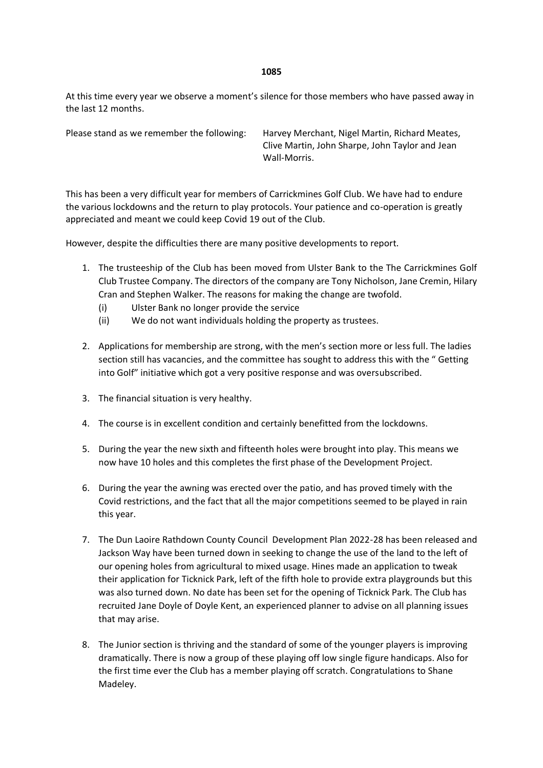**1085**

At this time every year we observe a moment's silence for those members who have passed away in the last 12 months.

Please stand as we remember the following: Harvey Merchant, Nigel Martin, Richard Meates, Clive Martin, John Sharpe, John Taylor and Jean Wall-Morris.

This has been a very difficult year for members of Carrickmines Golf Club. We have had to endure the various lockdowns and the return to play protocols. Your patience and co-operation is greatly appreciated and meant we could keep Covid 19 out of the Club.

However, despite the difficulties there are many positive developments to report.

1. The trusteeship of the Club has been moved from Ulster Bank to the The Carrickmines Golf Club Trustee Company. The directors of the company are Tony Nicholson, Jane Cremin, Hilary Cran and Stephen Walker. The reasons for making the change are twofold.
   (i) Ulster Bank no longer provide the service
   (ii) We do not want individuals holding the property as trustees.

2. Applications for membership are strong, with the men's section more or less full. The ladies section still has vacancies, and the committee has sought to address this with the " Getting into Golf" initiative which got a very positive response and was oversubscribed.

3. The financial situation is very healthy.

4. The course is in excellent condition and certainly benefitted from the lockdowns.

5. During the year the new sixth and fifteenth holes were brought into play. This means we now have 10 holes and this completes the first phase of the Development Project.

6. During the year the awning was erected over the patio, and has proved timely with the Covid restrictions, and the fact that all the major competitions seemed to be played in rain this year.

7. The Dun Laoire Rathdown County Council Development Plan 2022-28 has been released and Jackson Way have been turned down in seeking to change the use of the land to the left of our opening holes from agricultural to mixed usage. Hines made an application to tweak their application for Ticknick Park, left of the fifth hole to provide extra playgrounds but this was also turned down. No date has been set for the opening of Ticknick Park. The Club has recruited Jane Doyle of Doyle Kent, an experienced planner to advise on all planning issues that may arise.

8. The Junior section is thriving and the standard of some of the younger players is improving dramatically. There is now a group of these playing off low single figure handicaps. Also for the first time ever the Club has a member playing off scratch. Congratulations to Shane Madeley.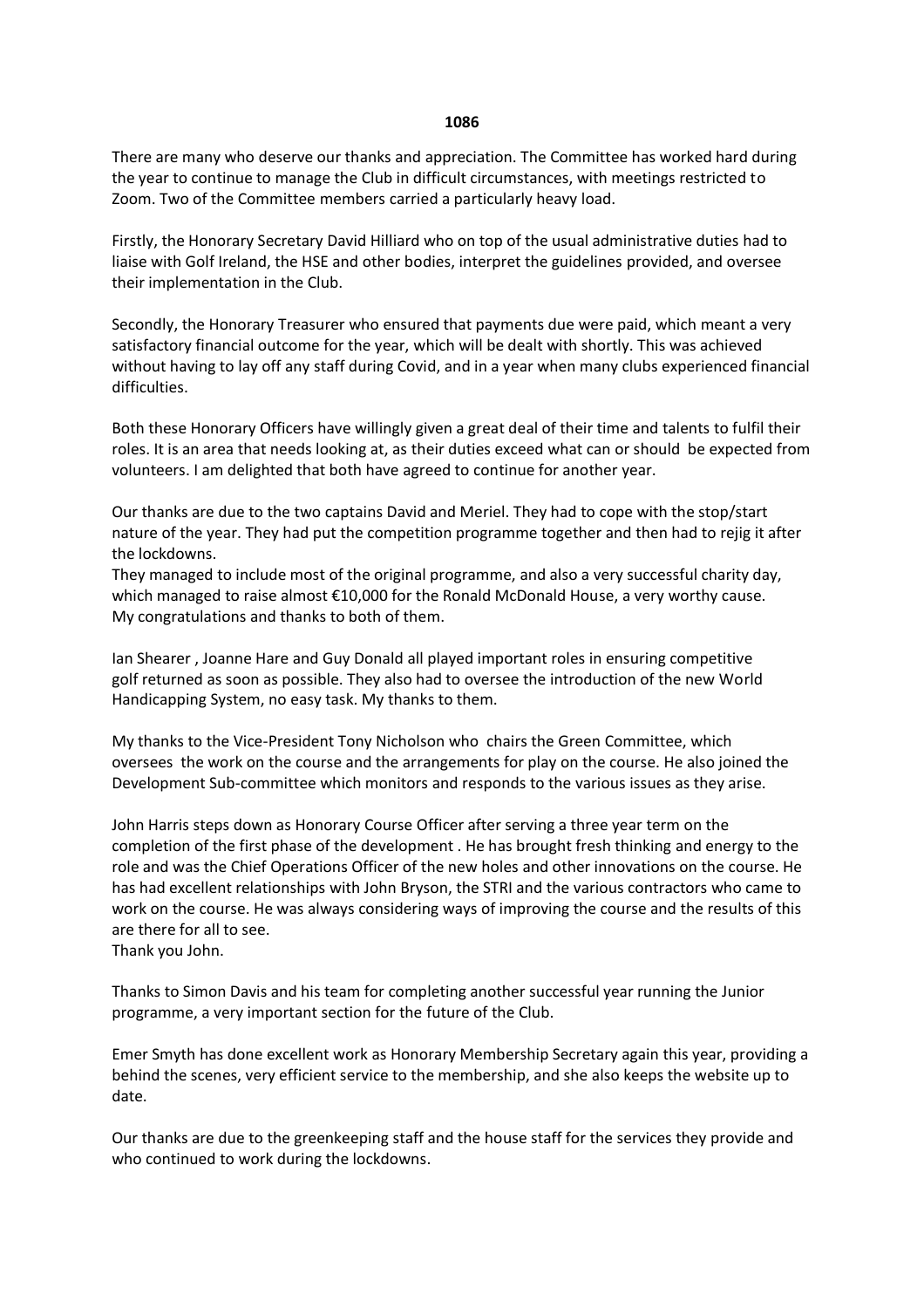There are many who deserve our thanks and appreciation. The Committee has worked hard during the year to continue to manage the Club in difficult circumstances, with meetings restricted to Zoom. Two of the Committee members carried a particularly heavy load.

Firstly, the Honorary Secretary David Hilliard who on top of the usual administrative duties had to liaise with Golf Ireland, the HSE and other bodies, interpret the guidelines provided, and oversee their implementation in the Club.

Secondly, the Honorary Treasurer who ensured that payments due were paid, which meant a very satisfactory financial outcome for the year, which will be dealt with shortly. This was achieved without having to lay off any staff during Covid, and in a year when many clubs experienced financial difficulties.

Both these Honorary Officers have willingly given a great deal of their time and talents to fulfil their roles. It is an area that needs looking at, as their duties exceed what can or should be expected from volunteers. I am delighted that both have agreed to continue for another year.

Our thanks are due to the two captains David and Meriel. They had to cope with the stop/start nature of the year. They had put the competition programme together and then had to rejig it after the lockdowns.
They managed to include most of the original programme, and also a very successful charity day, which managed to raise almost €10,000 for the Ronald McDonald House, a very worthy cause.
My congratulations and thanks to both of them.

Ian Shearer , Joanne Hare and Guy Donald all played important roles in ensuring competitive golf returned as soon as possible. They also had to oversee the introduction of the new World Handicapping System, no easy task. My thanks to them.

My thanks to the Vice-President Tony Nicholson who chairs the Green Committee, which oversees the work on the course and the arrangements for play on the course. He also joined the Development Sub-committee which monitors and responds to the various issues as they arise.

John Harris steps down as Honorary Course Officer after serving a three year term on the completion of the first phase of the development . He has brought fresh thinking and energy to the role and was the Chief Operations Officer of the new holes and other innovations on the course. He has had excellent relationships with John Bryson, the STRI and the various contractors who came to work on the course. He was always considering ways of improving the course and the results of this are there for all to see.
Thank you John.

Thanks to Simon Davis and his team for completing another successful year running the Junior programme, a very important section for the future of the Club.

Emer Smyth has done excellent work as Honorary Membership Secretary again this year, providing a behind the scenes, very efficient service to the membership, and she also keeps the website up to date.

Our thanks are due to the greenkeeping staff and the house staff for the services they provide and who continued to work during the lockdowns.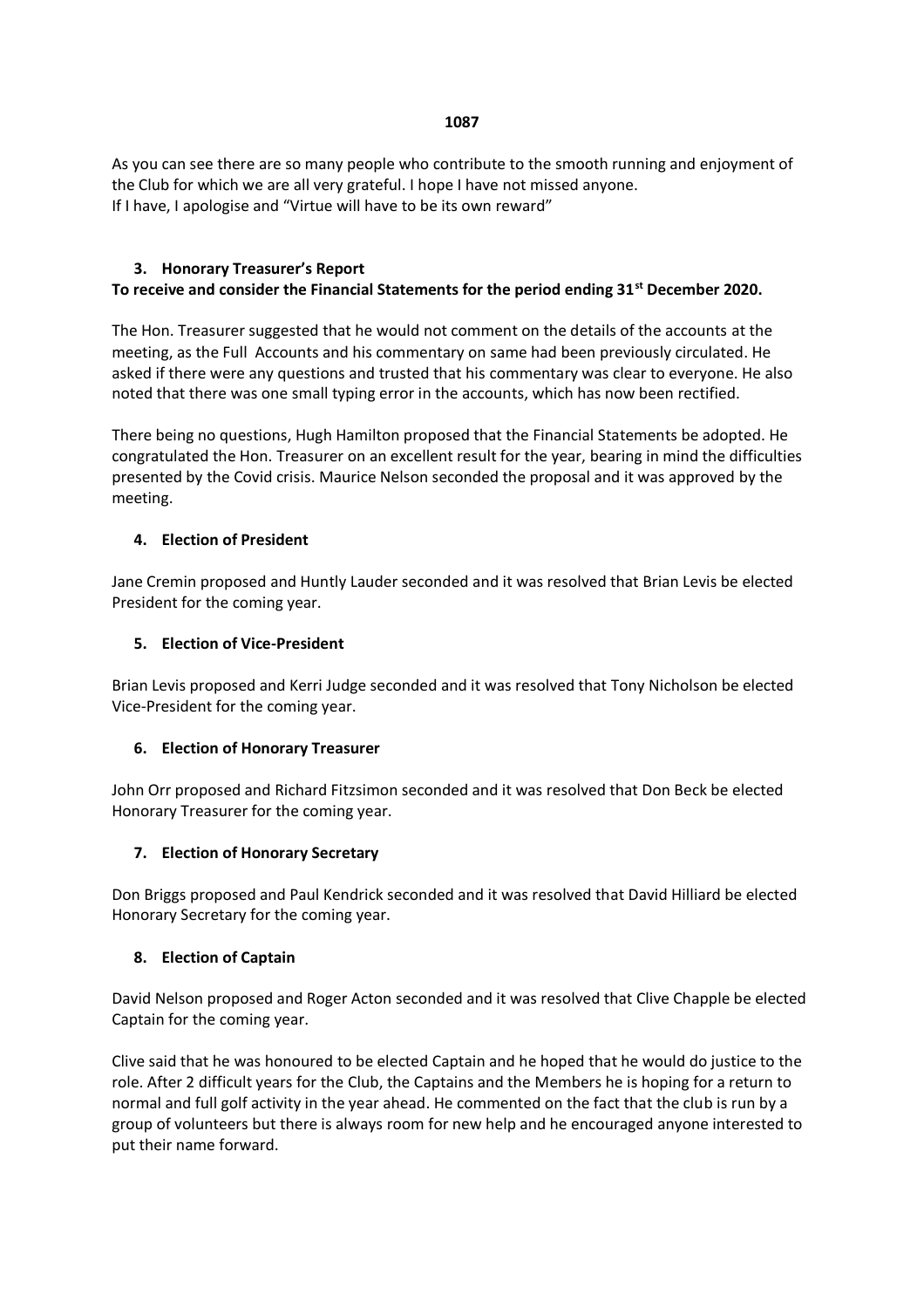As you can see there are so many people who contribute to the smooth running and enjoyment of the Club for which we are all very grateful. I hope I have not missed anyone.
If I have, I apologise and "Virtue will have to be its own reward"

### 3. Honorary Treasurer's Report

**To receive and consider the Financial Statements for the period ending 31st December 2020.**

The Hon. Treasurer suggested that he would not comment on the details of the accounts at the meeting, as the Full Accounts and his commentary on same had been previously circulated. He asked if there were any questions and trusted that his commentary was clear to everyone. He also noted that there was one small typing error in the accounts, which has now been rectified.

There being no questions, Hugh Hamilton proposed that the Financial Statements be adopted. He congratulated the Hon. Treasurer on an excellent result for the year, bearing in mind the difficulties presented by the Covid crisis. Maurice Nelson seconded the proposal and it was approved by the meeting.

### 4. Election of President

Jane Cremin proposed and Huntly Lauder seconded and it was resolved that Brian Levis be elected President for the coming year.

### 5. Election of Vice-President

Brian Levis proposed and Kerri Judge seconded and it was resolved that Tony Nicholson be elected Vice-President for the coming year.

### 6. Election of Honorary Treasurer

John Orr proposed and Richard Fitzsimon seconded and it was resolved that Don Beck be elected Honorary Treasurer for the coming year.

### 7. Election of Honorary Secretary

Don Briggs proposed and Paul Kendrick seconded and it was resolved that David Hilliard be elected Honorary Secretary for the coming year.

### 8. Election of Captain

David Nelson proposed and Roger Acton seconded and it was resolved that Clive Chapple be elected Captain for the coming year.

Clive said that he was honoured to be elected Captain and he hoped that he would do justice to the role. After 2 difficult years for the Club, the Captains and the Members he is hoping for a return to normal and full golf activity in the year ahead. He commented on the fact that the club is run by a group of volunteers but there is always room for new help and he encouraged anyone interested to put their name forward.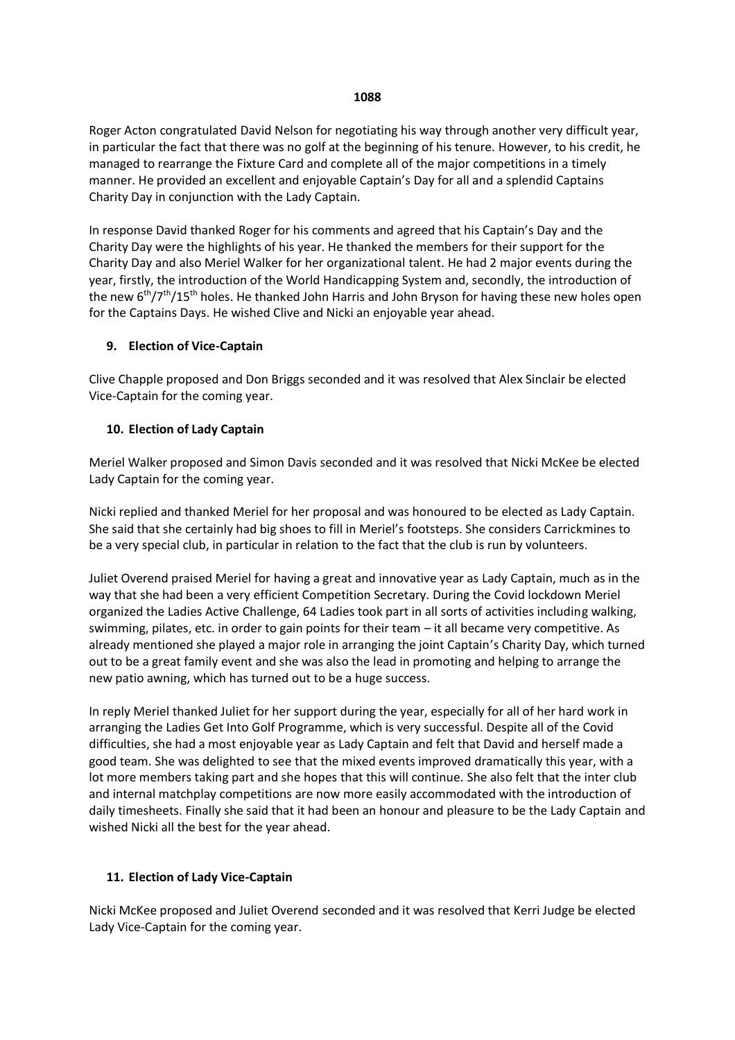Roger Acton congratulated David Nelson for negotiating his way through another very difficult year, in particular the fact that there was no golf at the beginning of his tenure. However, to his credit, he managed to rearrange the Fixture Card and complete all of the major competitions in a timely manner. He provided an excellent and enjoyable Captain's Day for all and a splendid Captains Charity Day in conjunction with the Lady Captain.

In response David thanked Roger for his comments and agreed that his Captain's Day and the Charity Day were the highlights of his year. He thanked the members for their support for the Charity Day and also Meriel Walker for her organizational talent. He had 2 major events during the year, firstly, the introduction of the World Handicapping System and, secondly, the introduction of the new 6th/7th/15th holes. He thanked John Harris and John Bryson for having these new holes open for the Captains Days. He wished Clive and Nicki an enjoyable year ahead.

## 9. Election of Vice-Captain

Clive Chapple proposed and Don Briggs seconded and it was resolved that Alex Sinclair be elected Vice-Captain for the coming year.

## 10. Election of Lady Captain

Meriel Walker proposed and Simon Davis seconded and it was resolved that Nicki McKee be elected Lady Captain for the coming year.

Nicki replied and thanked Meriel for her proposal and was honoured to be elected as Lady Captain. She said that she certainly had big shoes to fill in Meriel's footsteps. She considers Carrickmines to be a very special club, in particular in relation to the fact that the club is run by volunteers.

Juliet Overend praised Meriel for having a great and innovative year as Lady Captain, much as in the way that she had been a very efficient Competition Secretary. During the Covid lockdown Meriel organized the Ladies Active Challenge, 64 Ladies took part in all sorts of activities including walking, swimming, pilates, etc. in order to gain points for their team – it all became very competitive. As already mentioned she played a major role in arranging the joint Captain's Charity Day, which turned out to be a great family event and she was also the lead in promoting and helping to arrange the new patio awning, which has turned out to be a huge success.

In reply Meriel thanked Juliet for her support during the year, especially for all of her hard work in arranging the Ladies Get Into Golf Programme, which is very successful. Despite all of the Covid difficulties, she had a most enjoyable year as Lady Captain and felt that David and herself made a good team. She was delighted to see that the mixed events improved dramatically this year, with a lot more members taking part and she hopes that this will continue. She also felt that the inter club and internal matchplay competitions are now more easily accommodated with the introduction of daily timesheets. Finally she said that it had been an honour and pleasure to be the Lady Captain and wished Nicki all the best for the year ahead.

## 11. Election of Lady Vice-Captain

Nicki McKee proposed and Juliet Overend seconded and it was resolved that Kerri Judge be elected Lady Vice-Captain for the coming year.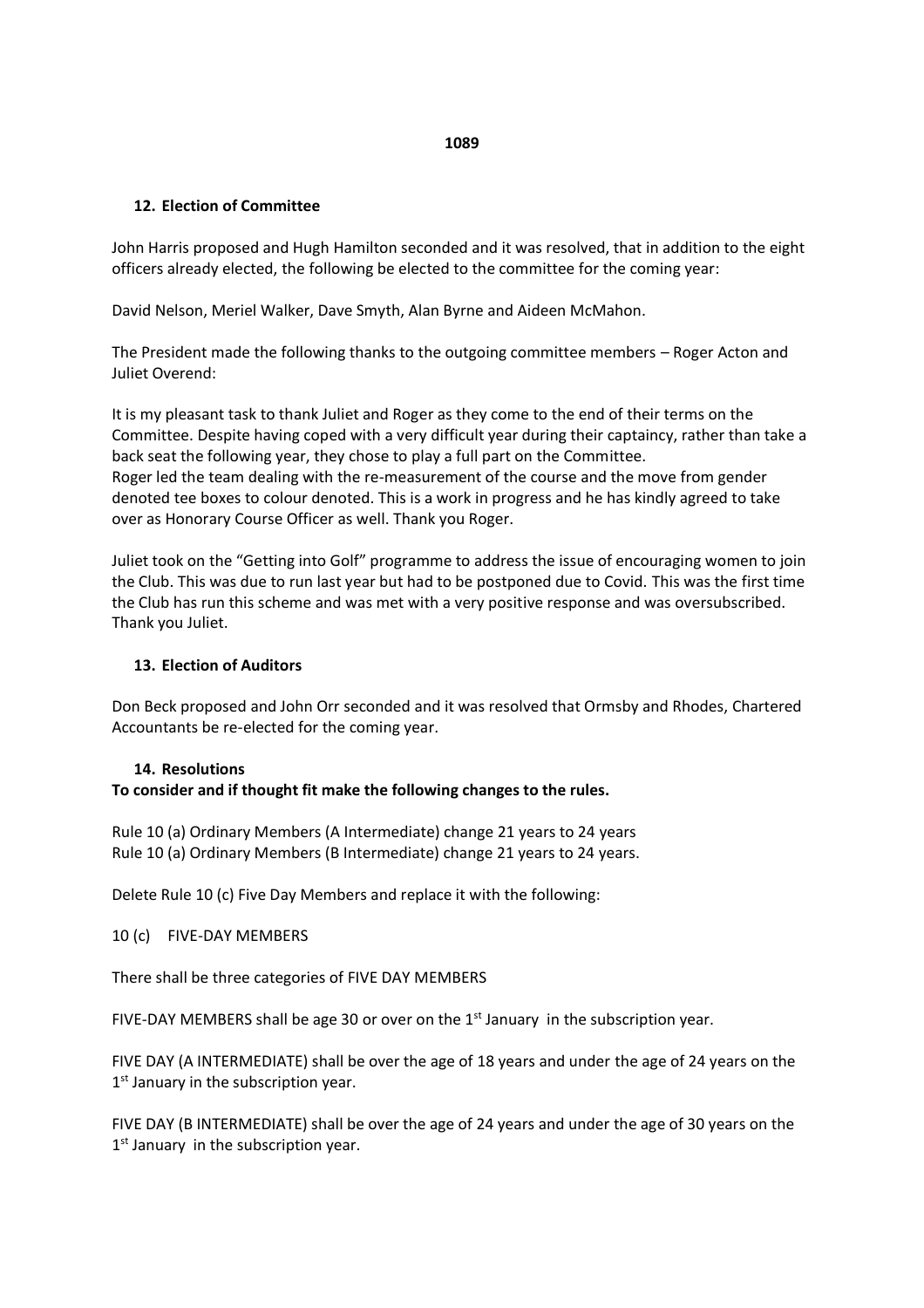## 12. Election of Committee

John Harris proposed and Hugh Hamilton seconded and it was resolved, that in addition to the eight officers already elected, the following be elected to the committee for the coming year:

David Nelson, Meriel Walker, Dave Smyth, Alan Byrne and Aideen McMahon.

The President made the following thanks to the outgoing committee members – Roger Acton and Juliet Overend:

It is my pleasant task to thank Juliet and Roger as they come to the end of their terms on the Committee. Despite having coped with a very difficult year during their captaincy, rather than take a back seat the following year, they chose to play a full part on the Committee.
Roger led the team dealing with the re-measurement of the course and the move from gender denoted tee boxes to colour denoted. This is a work in progress and he has kindly agreed to take over as Honorary Course Officer as well. Thank you Roger.

Juliet took on the "Getting into Golf" programme to address the issue of encouraging women to join the Club. This was due to run last year but had to be postponed due to Covid. This was the first time the Club has run this scheme and was met with a very positive response and was oversubscribed. Thank you Juliet.

## 13. Election of Auditors

Don Beck proposed and John Orr seconded and it was resolved that Ormsby and Rhodes, Chartered Accountants be re-elected for the coming year.

## 14. Resolutions

**To consider and if thought fit make the following changes to the rules.**

Rule 10 (a) Ordinary Members (A Intermediate) change 21 years to 24 years
Rule 10 (a) Ordinary Members (B Intermediate) change 21 years to 24 years.

Delete Rule 10 (c) Five Day Members and replace it with the following:

10 (c) FIVE-DAY MEMBERS

There shall be three categories of FIVE DAY MEMBERS

FIVE-DAY MEMBERS shall be age 30 or over on the 1st January in the subscription year.

FIVE DAY (A INTERMEDIATE) shall be over the age of 18 years and under the age of 24 years on the 1st January in the subscription year.

FIVE DAY (B INTERMEDIATE) shall be over the age of 24 years and under the age of 30 years on the 1st January in the subscription year.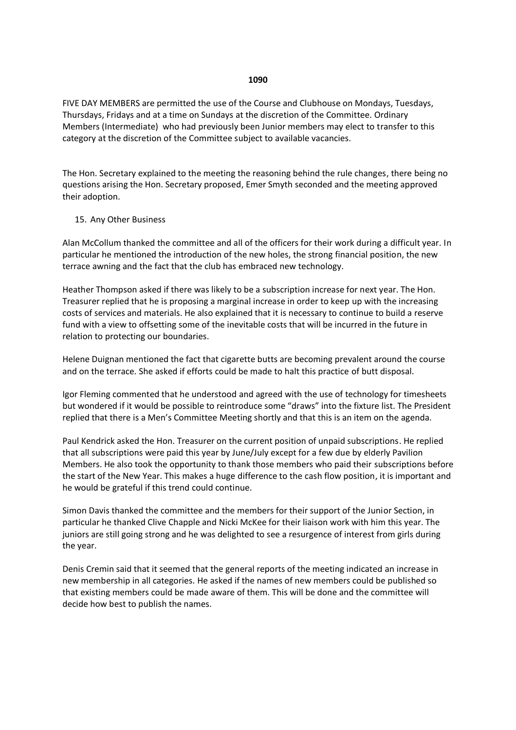FIVE DAY MEMBERS are permitted the use of the Course and Clubhouse on Mondays, Tuesdays, Thursdays, Fridays and at a time on Sundays at the discretion of the Committee. Ordinary Members (Intermediate) who had previously been Junior members may elect to transfer to this category at the discretion of the Committee subject to available vacancies.

The Hon. Secretary explained to the meeting the reasoning behind the rule changes, there being no questions arising the Hon. Secretary proposed, Emer Smyth seconded and the meeting approved their adoption.

15. Any Other Business

Alan McCollum thanked the committee and all of the officers for their work during a difficult year. In particular he mentioned the introduction of the new holes, the strong financial position, the new terrace awning and the fact that the club has embraced new technology.

Heather Thompson asked if there was likely to be a subscription increase for next year. The Hon. Treasurer replied that he is proposing a marginal increase in order to keep up with the increasing costs of services and materials. He also explained that it is necessary to continue to build a reserve fund with a view to offsetting some of the inevitable costs that will be incurred in the future in relation to protecting our boundaries.

Helene Duignan mentioned the fact that cigarette butts are becoming prevalent around the course and on the terrace. She asked if efforts could be made to halt this practice of butt disposal.

Igor Fleming commented that he understood and agreed with the use of technology for timesheets but wondered if it would be possible to reintroduce some "draws" into the fixture list. The President replied that there is a Men's Committee Meeting shortly and that this is an item on the agenda.

Paul Kendrick asked the Hon. Treasurer on the current position of unpaid subscriptions. He replied that all subscriptions were paid this year by June/July except for a few due by elderly Pavilion Members. He also took the opportunity to thank those members who paid their subscriptions before the start of the New Year. This makes a huge difference to the cash flow position, it is important and he would be grateful if this trend could continue.

Simon Davis thanked the committee and the members for their support of the Junior Section, in particular he thanked Clive Chapple and Nicki McKee for their liaison work with him this year. The juniors are still going strong and he was delighted to see a resurgence of interest from girls during the year.

Denis Cremin said that it seemed that the general reports of the meeting indicated an increase in new membership in all categories. He asked if the names of new members could be published so that existing members could be made aware of them. This will be done and the committee will decide how best to publish the names.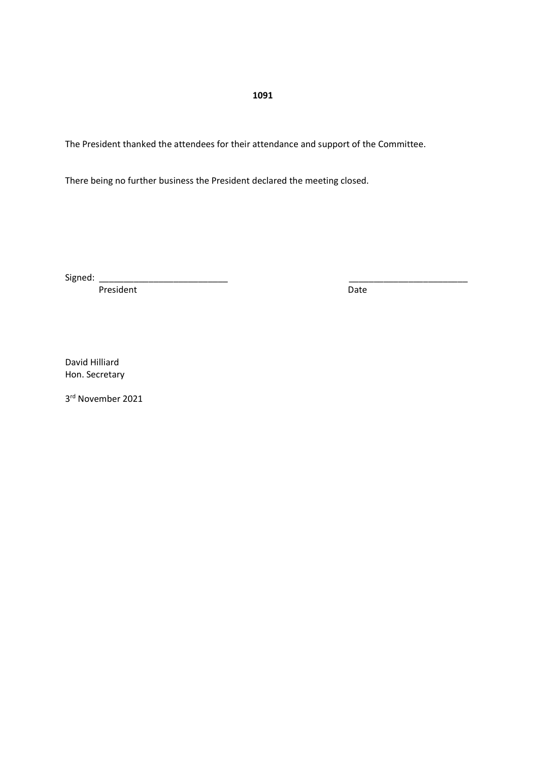The President thanked the attendees for their attendance and support of the Committee.

There being no further business the President declared the meeting closed.

Signed: ___________________________ ___________________________
President Date

David Hilliard
Hon. Secretary

3rd November 2021